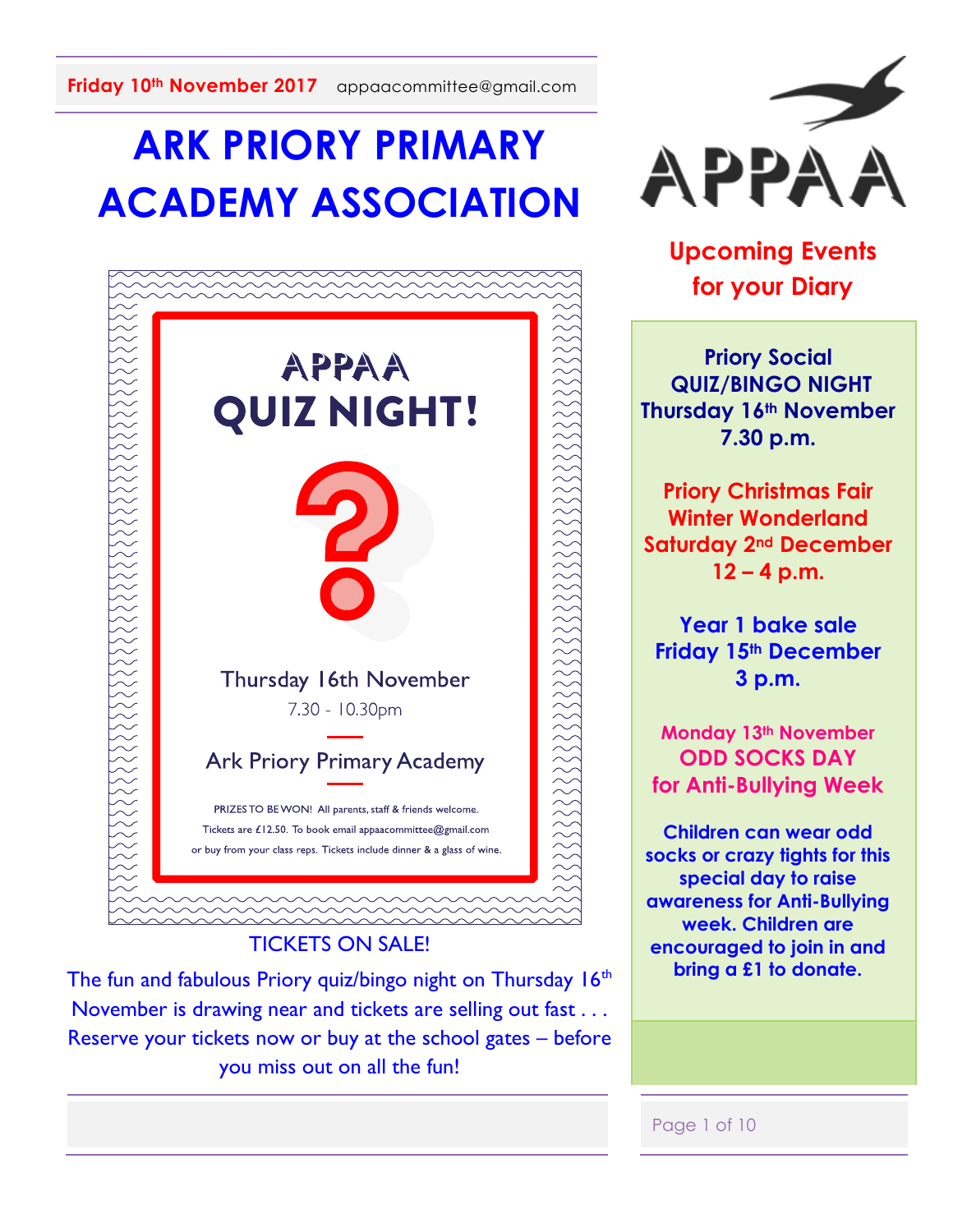Friday 10th November 2017 appaacommittee@gmail.com

# ARK PRIORY PRIMARY ACADEMY ASSOCIATION

## APPAA QUIZ NIGHT!

Thursday 16th November

7.30 - 10.30pm

Ark Priory Primary Academy

PRIZES TO BE WON! All parents, staff & friends welcome.
Tickets are £12.50. To book email appaacommittee@gmail.com
or buy from your class reps. Tickets include dinner & a glass of wine.

TICKETS ON SALE!

The fun and fabulous Priory quiz/bingo night on Thursday 16th November is drawing near and tickets are selling out fast . . . Reserve your tickets now or buy at the school gates – before you miss out on all the fun!

APPAA

## Upcoming Events for your Diary

**Priory Social**
**QUIZ/BINGO NIGHT**
**Thursday 16th November**
**7.30 p.m.**

**Priory Christmas Fair**
**Winter Wonderland**
**Saturday 2nd December**
**12 – 4 p.m.**

**Year 1 bake sale**
**Friday 15th December**
**3 p.m.**

**Monday 13th November**
**ODD SOCKS DAY**
**for Anti-Bullying Week**

**Children can wear odd socks or crazy tights for this special day to raise awareness for Anti-Bullying week. Children are encouraged to join in and bring a £1 to donate.**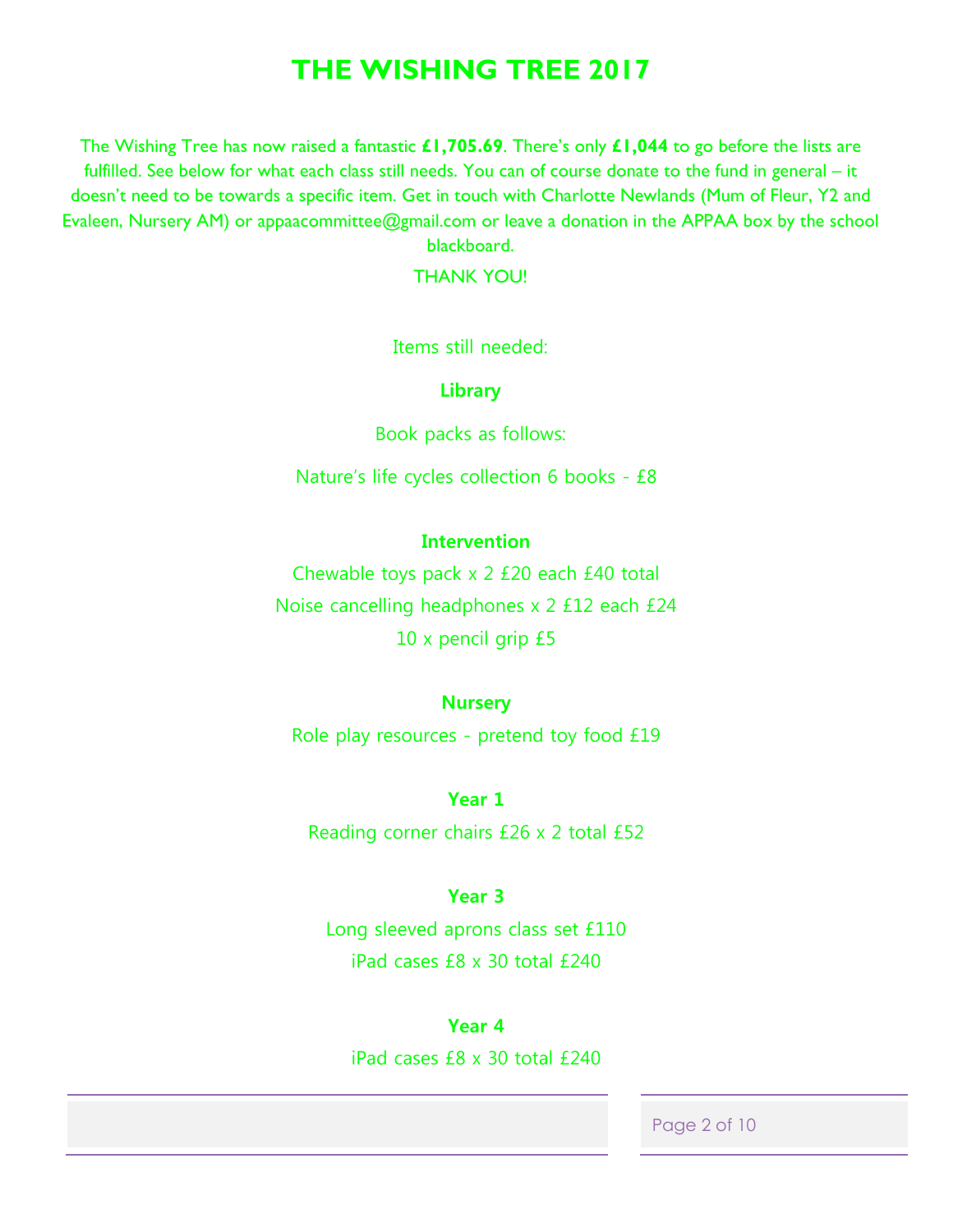# THE WISHING TREE 2017

The Wishing Tree has now raised a fantastic **£1,705.69**. There's only **£1,044** to go before the lists are fulfilled. See below for what each class still needs. You can of course donate to the fund in general – it doesn't need to be towards a specific item. Get in touch with Charlotte Newlands (Mum of Fleur, Y2 and Evaleen, Nursery AM) or appaacommittee@gmail.com or leave a donation in the APPAA box by the school blackboard.

THANK YOU!

Items still needed:

**Library**

Book packs as follows:

Nature's life cycles collection 6 books - £8

**Intervention**

Chewable toys pack x 2 £20 each £40 total

Noise cancelling headphones x 2 £12 each £24

10 x pencil grip £5

**Nursery**

Role play resources - pretend toy food £19

**Year 1**

Reading corner chairs £26 x 2 total £52

**Year 3**

Long sleeved aprons class set £110

iPad cases £8 x 30 total £240

**Year 4**

iPad cases £8 x 30 total £240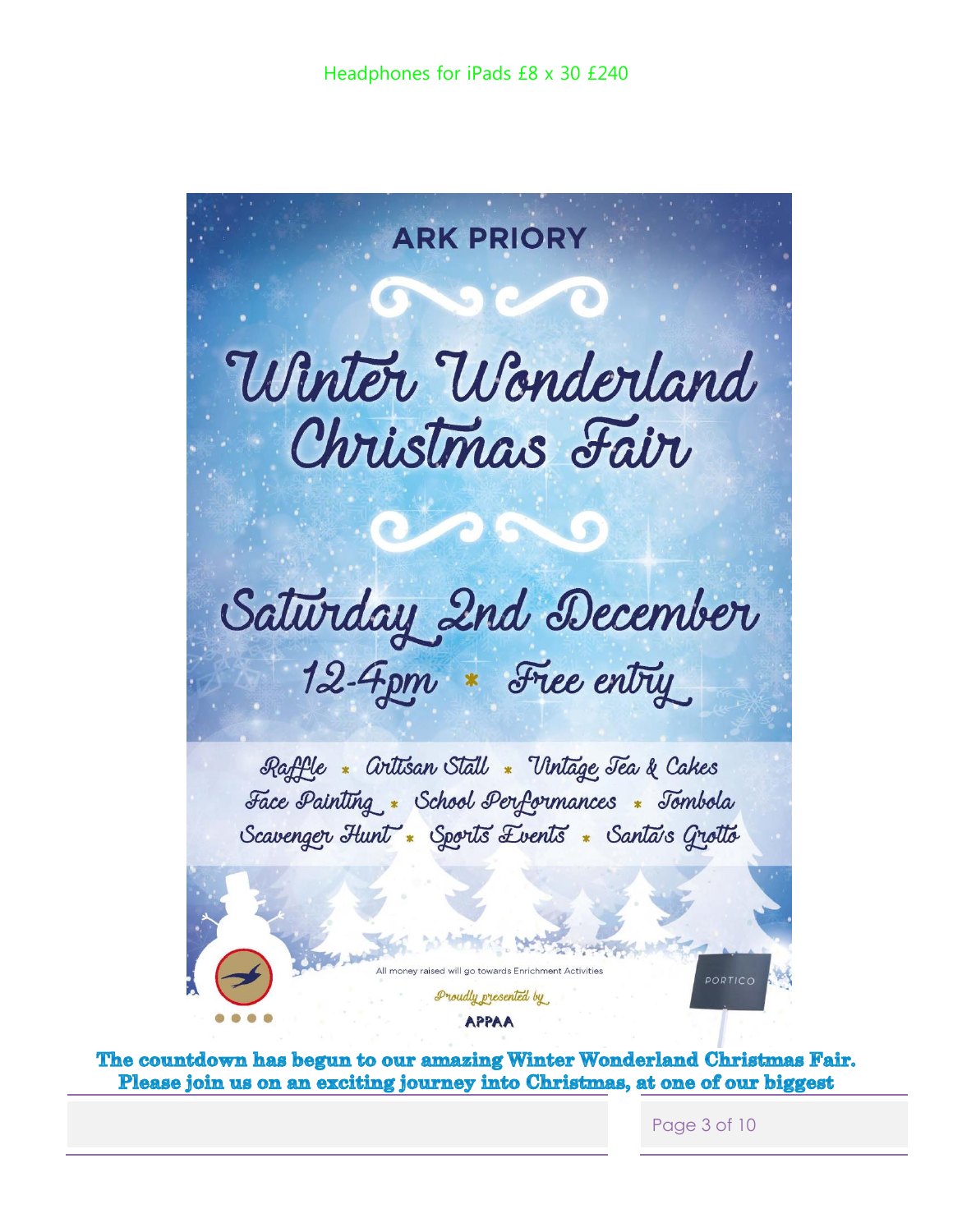Headphones for iPads £8 x 30 £240

ARK PRIORY

# Winter Wonderland Christmas Fair

## Saturday 2nd December

12-4pm * Free entry

Raffle * Artisan Stall * Vintage Tea & Cakes
Face Painting * School Performances * Tombola
Scavenger Hunt * Sports Events * Santa's Grotto

All money raised will go towards Enrichment Activities

Proudly presented by

APPAA

PORTICO

**The countdown has begun to our amazing Winter Wonderland Christmas Fair. Please join us on an exciting journey into Christmas, at one of our biggest**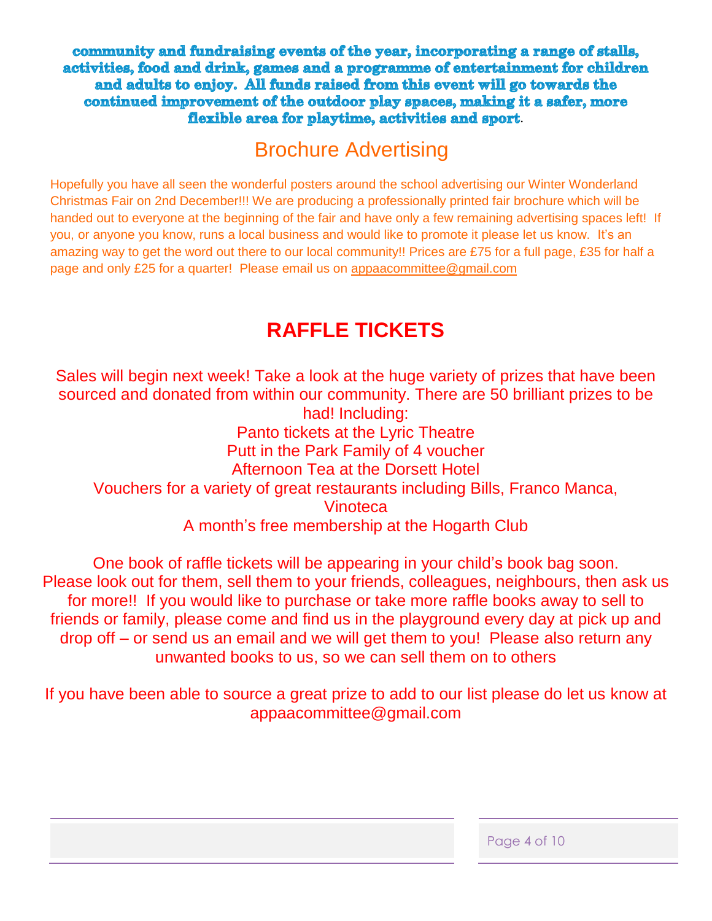**community and fundraising events of the year, incorporating a range of stalls, activities, food and drink, games and a programme of entertainment for children and adults to enjoy. All funds raised from this event will go towards the continued improvement of the outdoor play spaces, making it a safer, more flexible area for playtime, activities and sport**.

## Brochure Advertising

Hopefully you have all seen the wonderful posters around the school advertising our Winter Wonderland Christmas Fair on 2nd December!!! We are producing a professionally printed fair brochure which will be handed out to everyone at the beginning of the fair and have only a few remaining advertising spaces left! If you, or anyone you know, runs a local business and would like to promote it please let us know. It's an amazing way to get the word out there to our local community!! Prices are £75 for a full page, £35 for half a page and only £25 for a quarter! Please email us on appaacommittee@gmail.com

## RAFFLE TICKETS

Sales will begin next week! Take a look at the huge variety of prizes that have been sourced and donated from within our community. There are 50 brilliant prizes to be had! Including:

Panto tickets at the Lyric Theatre
Putt in the Park Family of 4 voucher
Afternoon Tea at the Dorsett Hotel
Vouchers for a variety of great restaurants including Bills, Franco Manca, Vinoteca
A month's free membership at the Hogarth Club

One book of raffle tickets will be appearing in your child's book bag soon. Please look out for them, sell them to your friends, colleagues, neighbours, then ask us for more!! If you would like to purchase or take more raffle books away to sell to friends or family, please come and find us in the playground every day at pick up and drop off – or send us an email and we will get them to you! Please also return any unwanted books to us, so we can sell them on to others

If you have been able to source a great prize to add to our list please do let us know at appaacommittee@gmail.com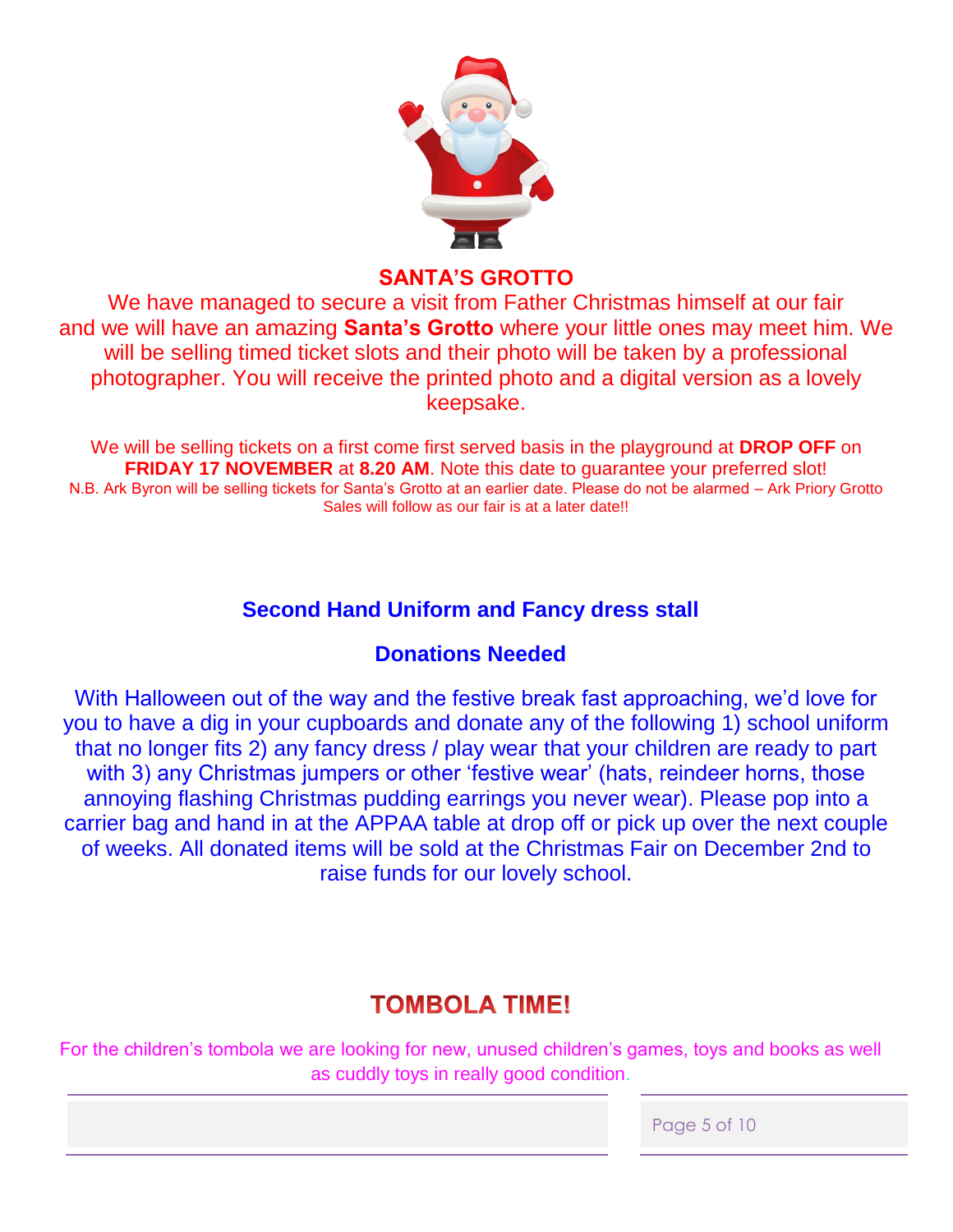## SANTA'S GROTTO

We have managed to secure a visit from Father Christmas himself at our fair and we will have an amazing **Santa's Grotto** where your little ones may meet him. We will be selling timed ticket slots and their photo will be taken by a professional photographer. You will receive the printed photo and a digital version as a lovely keepsake.

We will be selling tickets on a first come first served basis in the playground at **DROP OFF** on **FRIDAY 17 NOVEMBER** at **8.20 AM**. Note this date to guarantee your preferred slot!

N.B. Ark Byron will be selling tickets for Santa's Grotto at an earlier date. Please do not be alarmed – Ark Priory Grotto Sales will follow as our fair is at a later date!!

## Second Hand Uniform and Fancy dress stall

### Donations Needed

With Halloween out of the way and the festive break fast approaching, we'd love for you to have a dig in your cupboards and donate any of the following 1) school uniform that no longer fits 2) any fancy dress / play wear that your children are ready to part with 3) any Christmas jumpers or other 'festive wear' (hats, reindeer horns, those annoying flashing Christmas pudding earrings you never wear). Please pop into a carrier bag and hand in at the APPAA table at drop off or pick up over the next couple of weeks. All donated items will be sold at the Christmas Fair on December 2nd to raise funds for our lovely school.

## TOMBOLA TIME!

For the children's tombola we are looking for new, unused children's games, toys and books as well as cuddly toys in really good condition.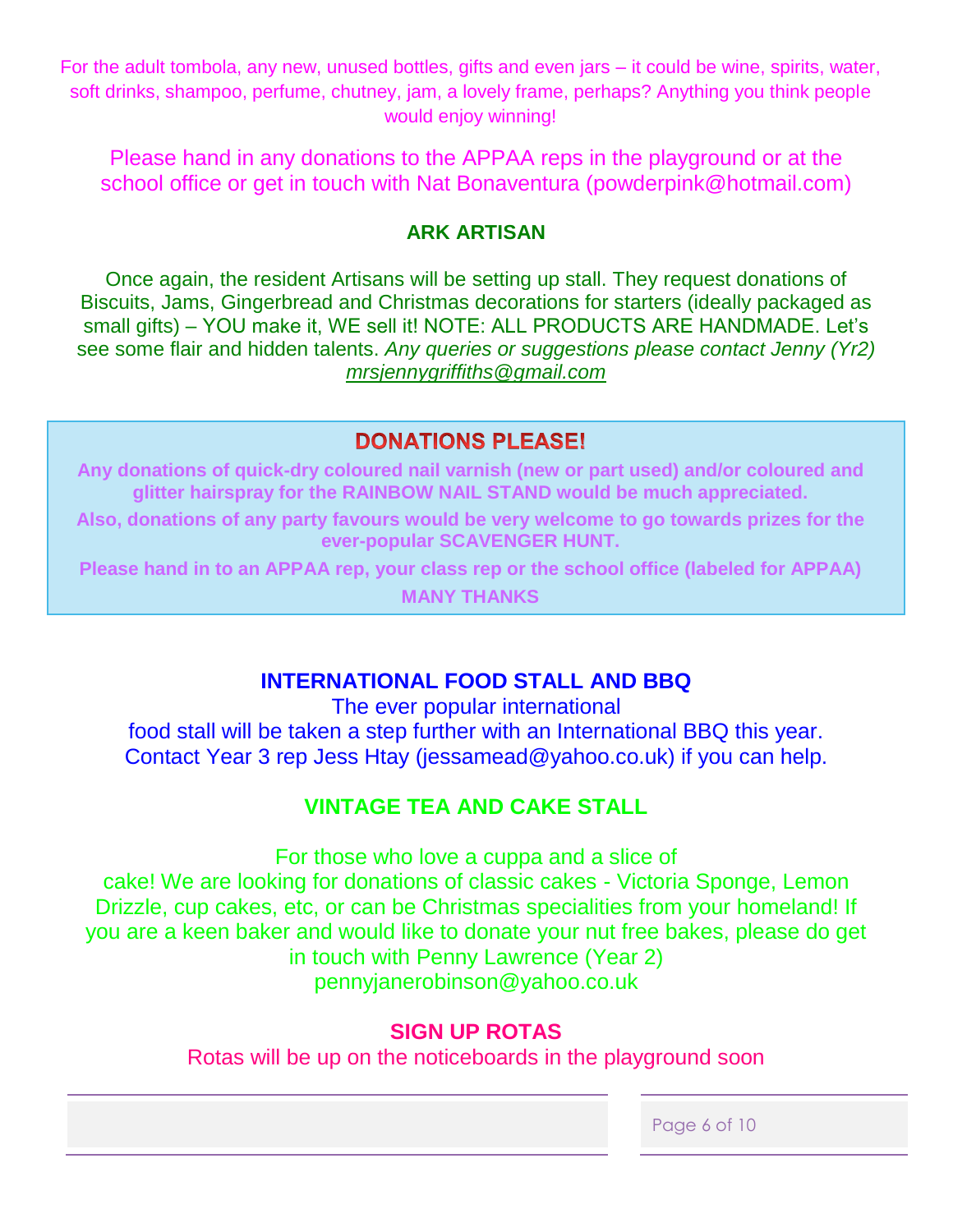For the adult tombola, any new, unused bottles, gifts and even jars – it could be wine, spirits, water, soft drinks, shampoo, perfume, chutney, jam, a lovely frame, perhaps? Anything you think people would enjoy winning!

Please hand in any donations to the APPAA reps in the playground or at the school office or get in touch with Nat Bonaventura (powderpink@hotmail.com)

## ARK ARTISAN

Once again, the resident Artisans will be setting up stall. They request donations of Biscuits, Jams, Gingerbread and Christmas decorations for starters (ideally packaged as small gifts) – YOU make it, WE sell it! NOTE: ALL PRODUCTS ARE HANDMADE. Let's see some flair and hidden talents. *Any queries or suggestions please contact Jenny (Yr2) mrsjennygriffiths@gmail.com*

## DONATIONS PLEASE!

**Any donations of quick-dry coloured nail varnish (new or part used) and/or coloured and glitter hairspray for the RAINBOW NAIL STAND would be much appreciated.**

**Also, donations of any party favours would be very welcome to go towards prizes for the ever-popular SCAVENGER HUNT.**

**Please hand in to an APPAA rep, your class rep or the school office (labeled for APPAA)**

**MANY THANKS**

## INTERNATIONAL FOOD STALL AND BBQ

The ever popular international food stall will be taken a step further with an International BBQ this year. Contact Year 3 rep Jess Htay (jessamead@yahoo.co.uk) if you can help.

## VINTAGE TEA AND CAKE STALL

For those who love a cuppa and a slice of cake! We are looking for donations of classic cakes - Victoria Sponge, Lemon Drizzle, cup cakes, etc, or can be Christmas specialities from your homeland! If you are a keen baker and would like to donate your nut free bakes, please do get in touch with Penny Lawrence (Year 2) pennyjanerobinson@yahoo.co.uk

## SIGN UP ROTAS

Rotas will be up on the noticeboards in the playground soon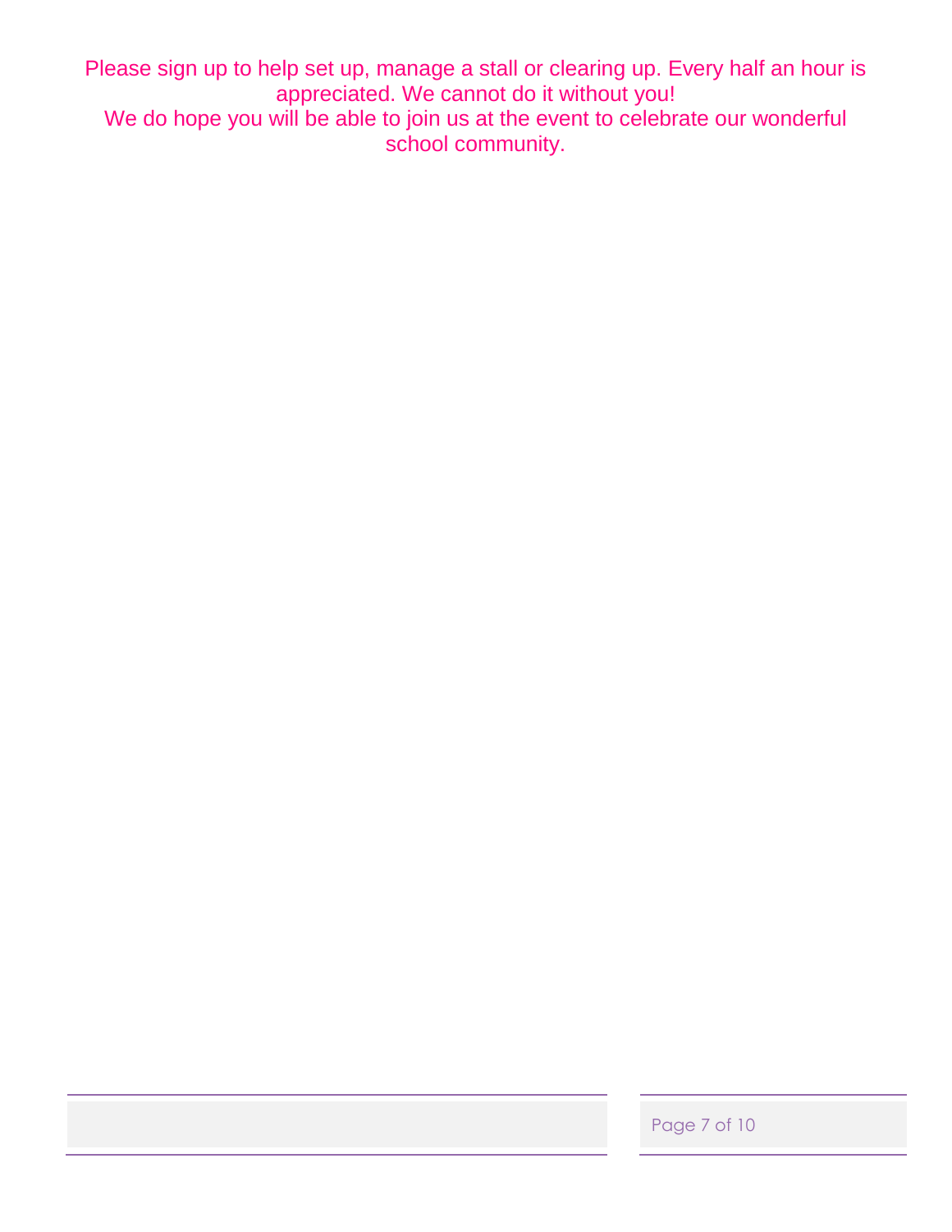Please sign up to help set up, manage a stall or clearing up. Every half an hour is appreciated. We cannot do it without you!
We do hope you will be able to join us at the event to celebrate our wonderful school community.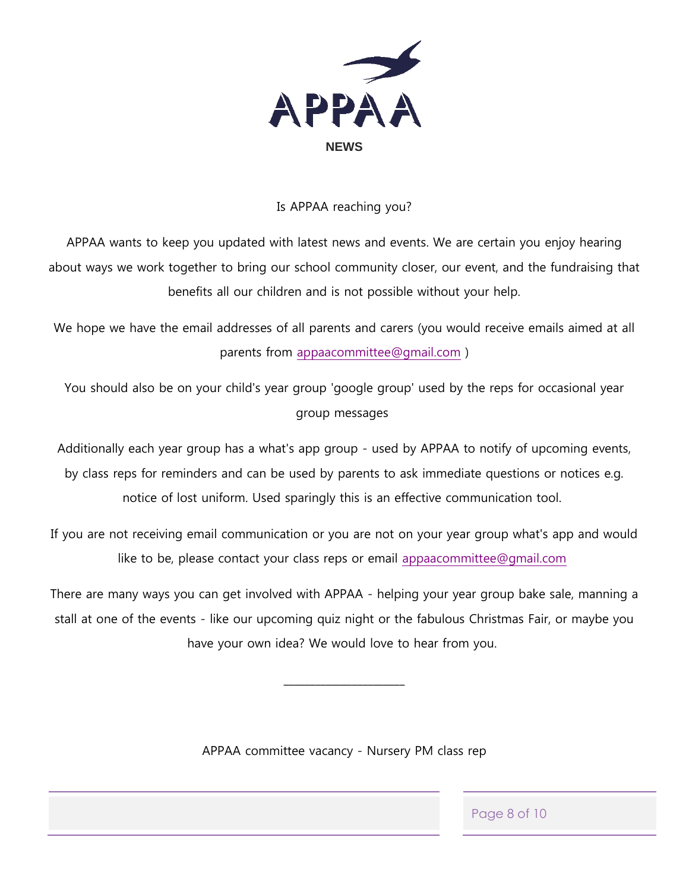# APPAA

## NEWS

Is APPAA reaching you?

APPAA wants to keep you updated with latest news and events. We are certain you enjoy hearing about ways we work together to bring our school community closer, our event, and the fundraising that benefits all our children and is not possible without your help.

We hope we have the email addresses of all parents and carers (you would receive emails aimed at all parents from appaacommittee@gmail.com )

You should also be on your child's year group 'google group' used by the reps for occasional year group messages

Additionally each year group has a what's app group - used by APPAA to notify of upcoming events, by class reps for reminders and can be used by parents to ask immediate questions or notices e.g. notice of lost uniform. Used sparingly this is an effective communication tool.

If you are not receiving email communication or you are not on your year group what's app and would like to be, please contact your class reps or email appaacommittee@gmail.com

There are many ways you can get involved with APPAA - helping your year group bake sale, manning a stall at one of the events - like our upcoming quiz night or the fabulous Christmas Fair, or maybe you have your own idea? We would love to hear from you.

---

APPAA committee vacancy - Nursery PM class rep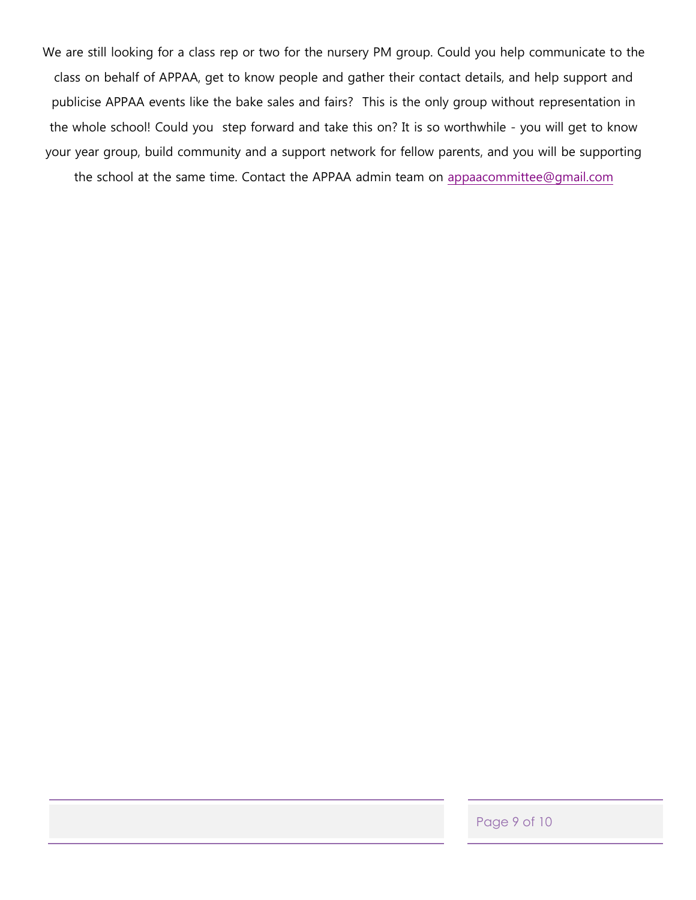We are still looking for a class rep or two for the nursery PM group. Could you help communicate to the class on behalf of APPAA, get to know people and gather their contact details, and help support and publicise APPAA events like the bake sales and fairs? This is the only group without representation in the whole school! Could you step forward and take this on? It is so worthwhile - you will get to know your year group, build community and a support network for fellow parents, and you will be supporting the school at the same time. Contact the APPAA admin team on appaacommittee@gmail.com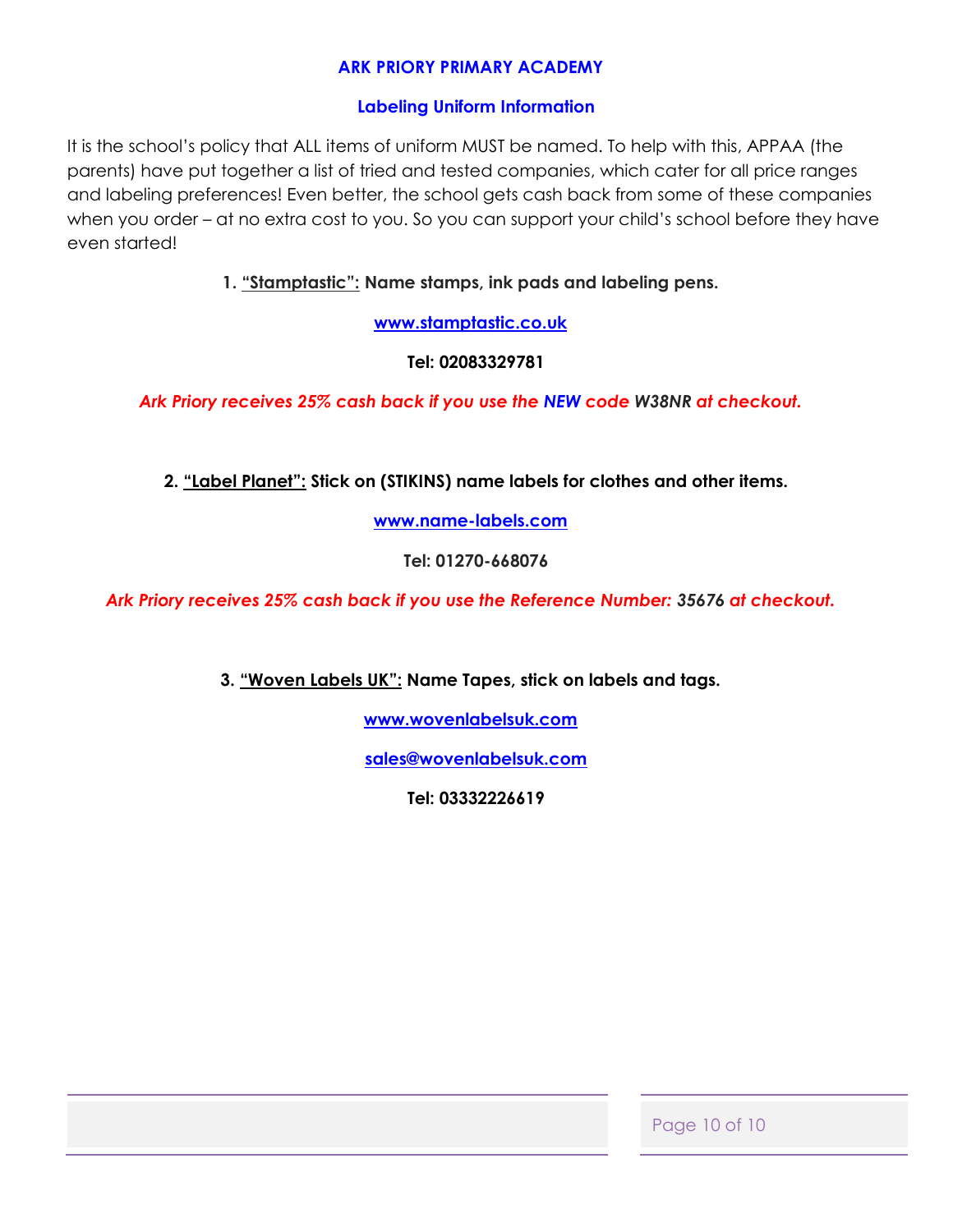# ARK PRIORY PRIMARY ACADEMY

## Labeling Uniform Information

It is the school's policy that ALL items of uniform MUST be named. To help with this, APPAA (the parents) have put together a list of tried and tested companies, which cater for all price ranges and labeling preferences! Even better, the school gets cash back from some of these companies when you order – at no extra cost to you. So you can support your child's school before they have even started!

**1. "Stamptastic": Name stamps, ink pads and labeling pens.**

www.stamptastic.co.uk

**Tel: 02083329781**

***Ark Priory receives 25% cash back if you use the NEW code W38NR at checkout.***

**2. "Label Planet": Stick on (STIKINS) name labels for clothes and other items.**

www.name-labels.com

**Tel: 01270-668076**

***Ark Priory receives 25% cash back if you use the Reference Number: 35676 at checkout.***

**3. "Woven Labels UK": Name Tapes, stick on labels and tags.**

www.wovenlabelsuk.com

sales@wovenlabelsuk.com

**Tel: 03332226619**